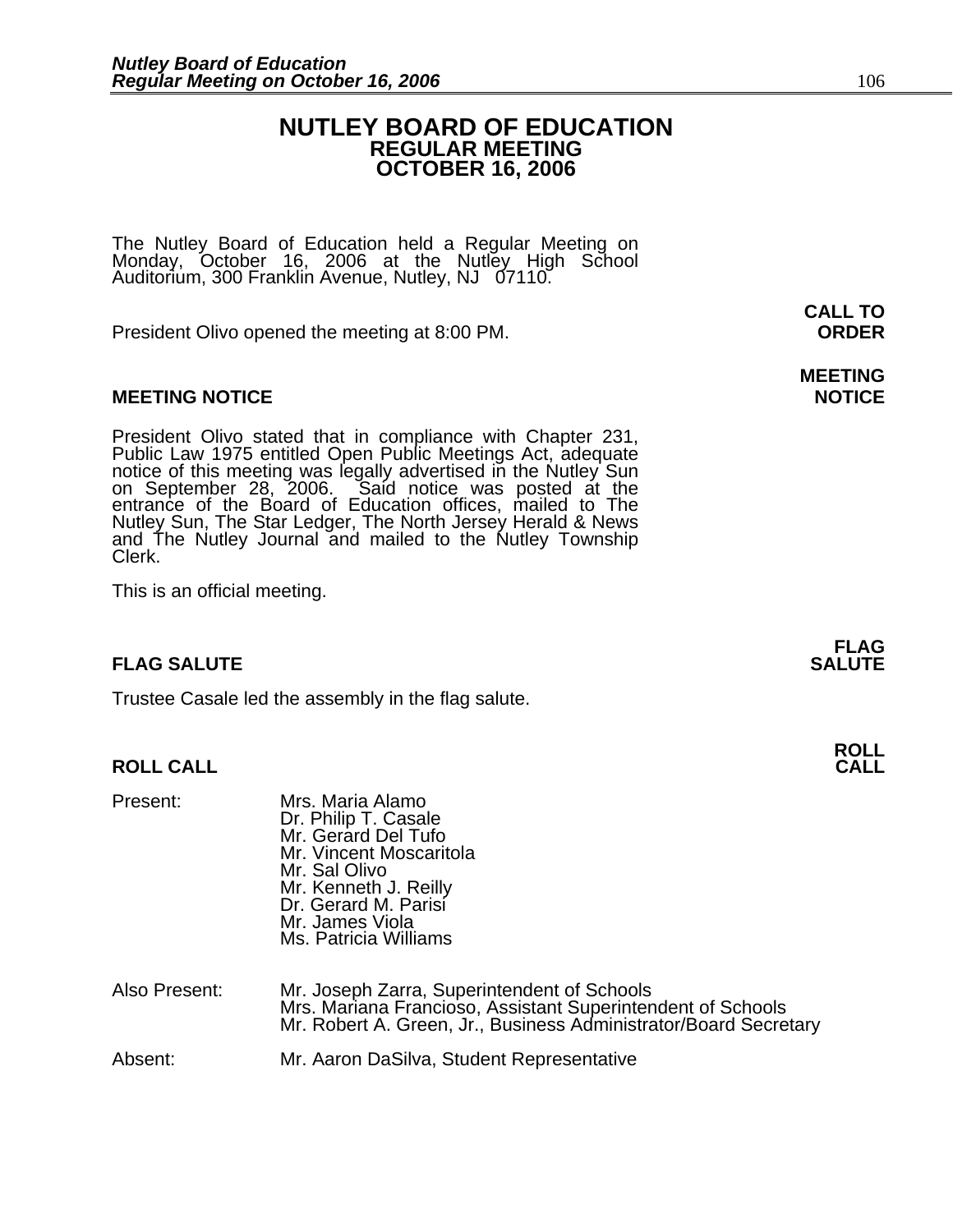# NUTLEY BOARD OF EDUCATION
## REGULAR MEETING
## OCTOBER 16, 2006

The Nutley Board of Education held a Regular Meeting on Monday, October 16, 2006 at the Nutley High School Auditorium, 300 Franklin Avenue, Nutley, NJ 07110.

**CALL TO ORDER**

President Olivo opened the meeting at 8:00 PM.

**MEETING NOTICE**

**MEETING NOTICE**

President Olivo stated that in compliance with Chapter 231, Public Law 1975 entitled Open Public Meetings Act, adequate notice of this meeting was legally advertised in the Nutley Sun on September 28, 2006. Said notice was posted at the entrance of the Board of Education offices, mailed to The Nutley Sun, The Star Ledger, The North Jersey Herald & News and The Nutley Journal and mailed to the Nutley Township Clerk.

This is an official meeting.

**FLAG SALUTE**

**FLAG SALUTE**

Trustee Casale led the assembly in the flag salute.

**ROLL CALL**

**ROLL CALL**

Present:
- Mrs. Maria Alamo
- Dr. Philip T. Casale
- Mr. Gerard Del Tufo
- Mr. Vincent Moscaritola
- Mr. Sal Olivo
- Mr. Kenneth J. Reilly
- Dr. Gerard M. Parisi
- Mr. James Viola
- Ms. Patricia Williams

Also Present:
- Mr. Joseph Zarra, Superintendent of Schools
- Mrs. Mariana Francioso, Assistant Superintendent of Schools
- Mr. Robert A. Green, Jr., Business Administrator/Board Secretary

Absent:
- Mr. Aaron DaSilva, Student Representative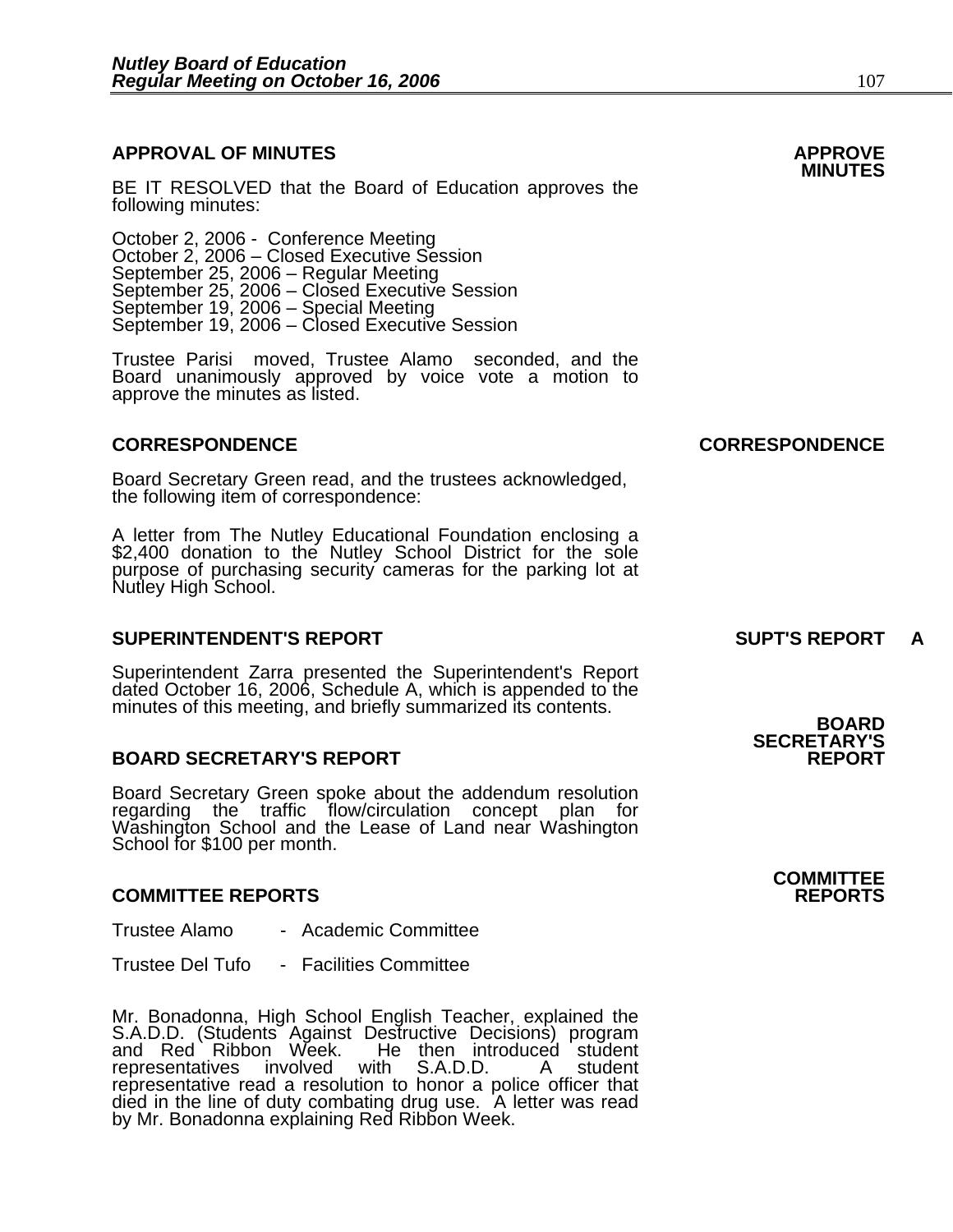## APPROVAL OF MINUTES

**APPROVE MINUTES**

BE IT RESOLVED that the Board of Education approves the following minutes:

October 2, 2006 - Conference Meeting
October 2, 2006 – Closed Executive Session
September 25, 2006 – Regular Meeting
September 25, 2006 – Closed Executive Session
September 19, 2006 – Special Meeting
September 19, 2006 – Closed Executive Session

Trustee Parisi moved, Trustee Alamo seconded, and the Board unanimously approved by voice vote a motion to approve the minutes as listed.

## CORRESPONDENCE

**CORRESPONDENCE**

Board Secretary Green read, and the trustees acknowledged, the following item of correspondence:

A letter from The Nutley Educational Foundation enclosing a $2,400 donation to the Nutley School District for the sole purpose of purchasing security cameras for the parking lot at Nutley High School.

## SUPERINTENDENT'S REPORT

**SUPT'S REPORT A**

Superintendent Zarra presented the Superintendent's Report dated October 16, 2006, Schedule A, which is appended to the minutes of this meeting, and briefly summarized its contents.

## BOARD SECRETARY'S REPORT

**BOARD SECRETARY'S REPORT**

Board Secretary Green spoke about the addendum resolution regarding the traffic flow/circulation concept plan for Washington School and the Lease of Land near Washington School for $100 per month.

## COMMITTEE REPORTS

**COMMITTEE REPORTS**

Trustee Alamo - Academic Committee

Trustee Del Tufo - Facilities Committee

Mr. Bonadonna, High School English Teacher, explained the S.A.D.D. (Students Against Destructive Decisions) program and Red Ribbon Week. He then introduced student representatives involved with S.A.D.D. A student representative read a resolution to honor a police officer that died in the line of duty combating drug use. A letter was read by Mr. Bonadonna explaining Red Ribbon Week.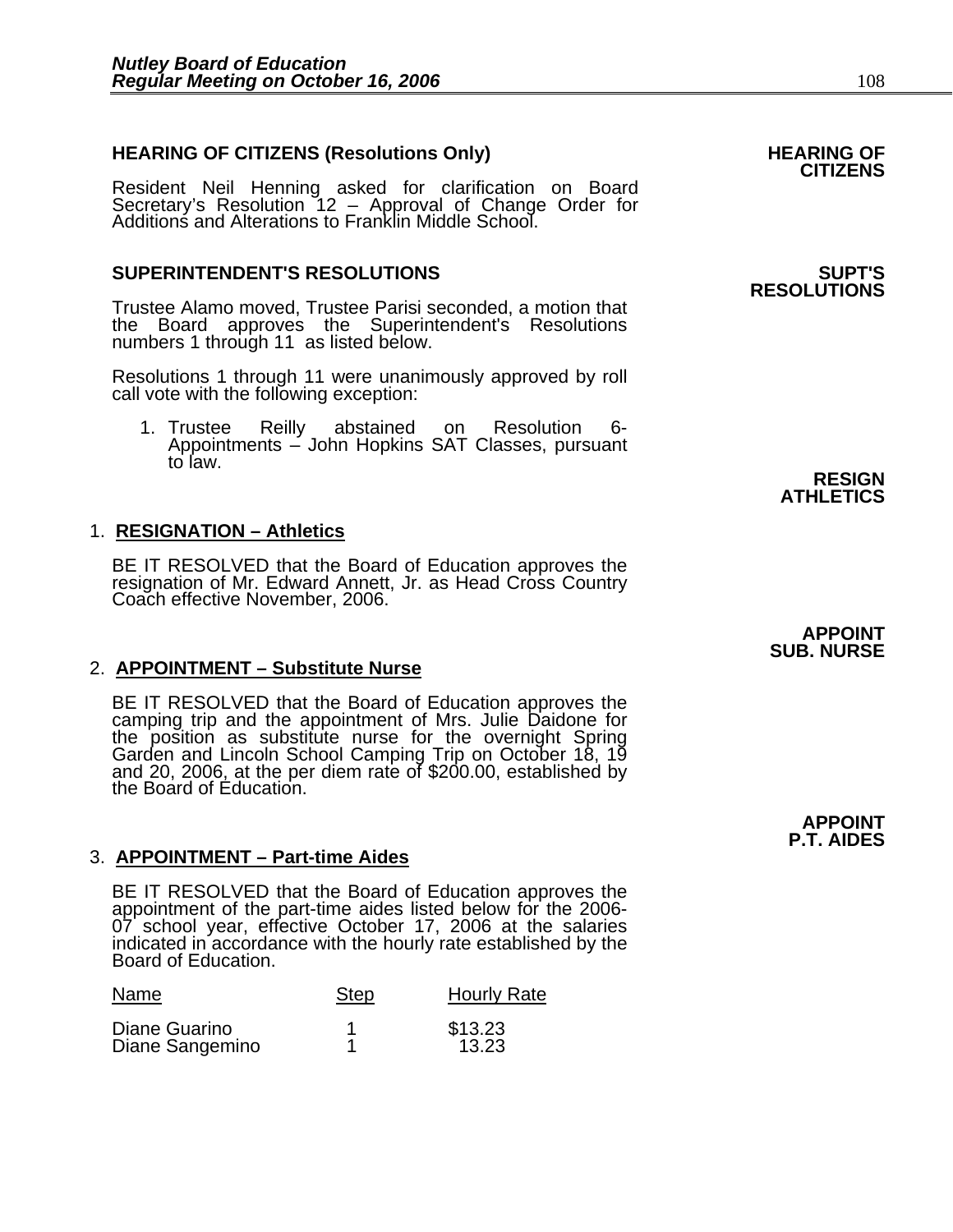**HEARING OF CITIZENS (Resolutions Only)**

**HEARING OF CITIZENS**

Resident Neil Henning asked for clarification on Board Secretary's Resolution 12 – Approval of Change Order for Additions and Alterations to Franklin Middle School.

**SUPERINTENDENT'S RESOLUTIONS**

**SUPT'S RESOLUTIONS**

Trustee Alamo moved, Trustee Parisi seconded, a motion that the Board approves the Superintendent's Resolutions numbers 1 through 11 as listed below.

Resolutions 1 through 11 were unanimously approved by roll call vote with the following exception:

1. Trustee Reilly abstained on Resolution 6-Appointments – John Hopkins SAT Classes, pursuant to law.

**RESIGN ATHLETICS**

1. **RESIGNATION – Athletics**

BE IT RESOLVED that the Board of Education approves the resignation of Mr. Edward Annett, Jr. as Head Cross Country Coach effective November, 2006.

**APPOINT SUB. NURSE**

2. **APPOINTMENT – Substitute Nurse**

BE IT RESOLVED that the Board of Education approves the camping trip and the appointment of Mrs. Julie Daidone for the position as substitute nurse for the overnight Spring Garden and Lincoln School Camping Trip on October 18, 19 and 20, 2006, at the per diem rate of $200.00, established by the Board of Education.

**APPOINT P.T. AIDES**

3. **APPOINTMENT – Part-time Aides**

BE IT RESOLVED that the Board of Education approves the appointment of the part-time aides listed below for the 2006-07 school year, effective October 17, 2006 at the salaries indicated in accordance with the hourly rate established by the Board of Education.

| Name | Step | Hourly Rate |
|---|---|---|
| Diane Guarino | 1 | $13.23 |
| Diane Sangemino | 1 | 13.23 |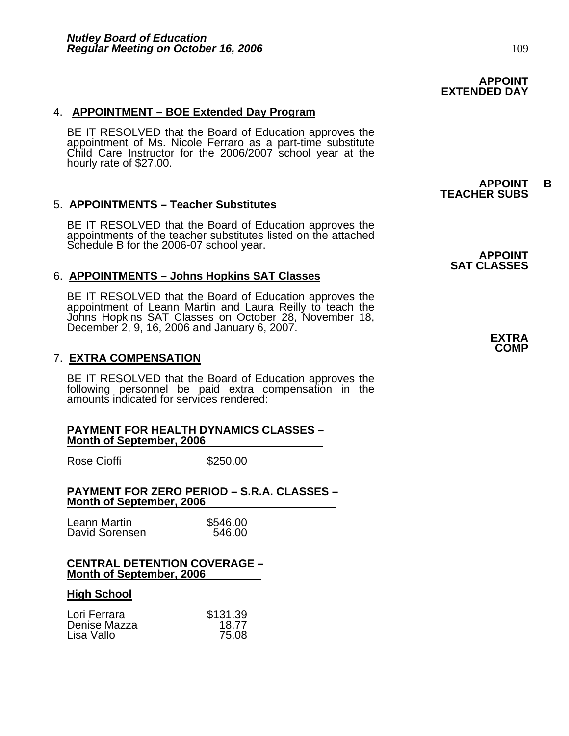**APPOINT EXTENDED DAY**

4. **APPOINTMENT – BOE Extended Day Program**

BE IT RESOLVED that the Board of Education approves the appointment of Ms. Nicole Ferraro as a part-time substitute Child Care Instructor for the 2006/2007 school year at the hourly rate of $27.00.

**APPOINT B TEACHER SUBS**

5. **APPOINTMENTS – Teacher Substitutes**

BE IT RESOLVED that the Board of Education approves the appointments of the teacher substitutes listed on the attached Schedule B for the 2006-07 school year.

**APPOINT SAT CLASSES**

6. **APPOINTMENTS – Johns Hopkins SAT Classes**

BE IT RESOLVED that the Board of Education approves the appointment of Leann Martin and Laura Reilly to teach the Johns Hopkins SAT Classes on October 28, November 18, December 2, 9, 16, 2006 and January 6, 2007.

**EXTRA COMP**

7. **EXTRA COMPENSATION**

BE IT RESOLVED that the Board of Education approves the following personnel be paid extra compensation in the amounts indicated for services rendered:

**PAYMENT FOR HEALTH DYNAMICS CLASSES – Month of September, 2006**

| | |
|---|---|
| Rose Cioffi | $250.00 |

**PAYMENT FOR ZERO PERIOD – S.R.A. CLASSES – Month of September, 2006**

| | |
|---|---|
| Leann Martin | $546.00 |
| David Sorensen | 546.00 |

**CENTRAL DETENTION COVERAGE – Month of September, 2006**

**High School**

| | |
|---|---|
| Lori Ferrara | $131.39 |
| Denise Mazza | 18.77 |
| Lisa Vallo | 75.08 |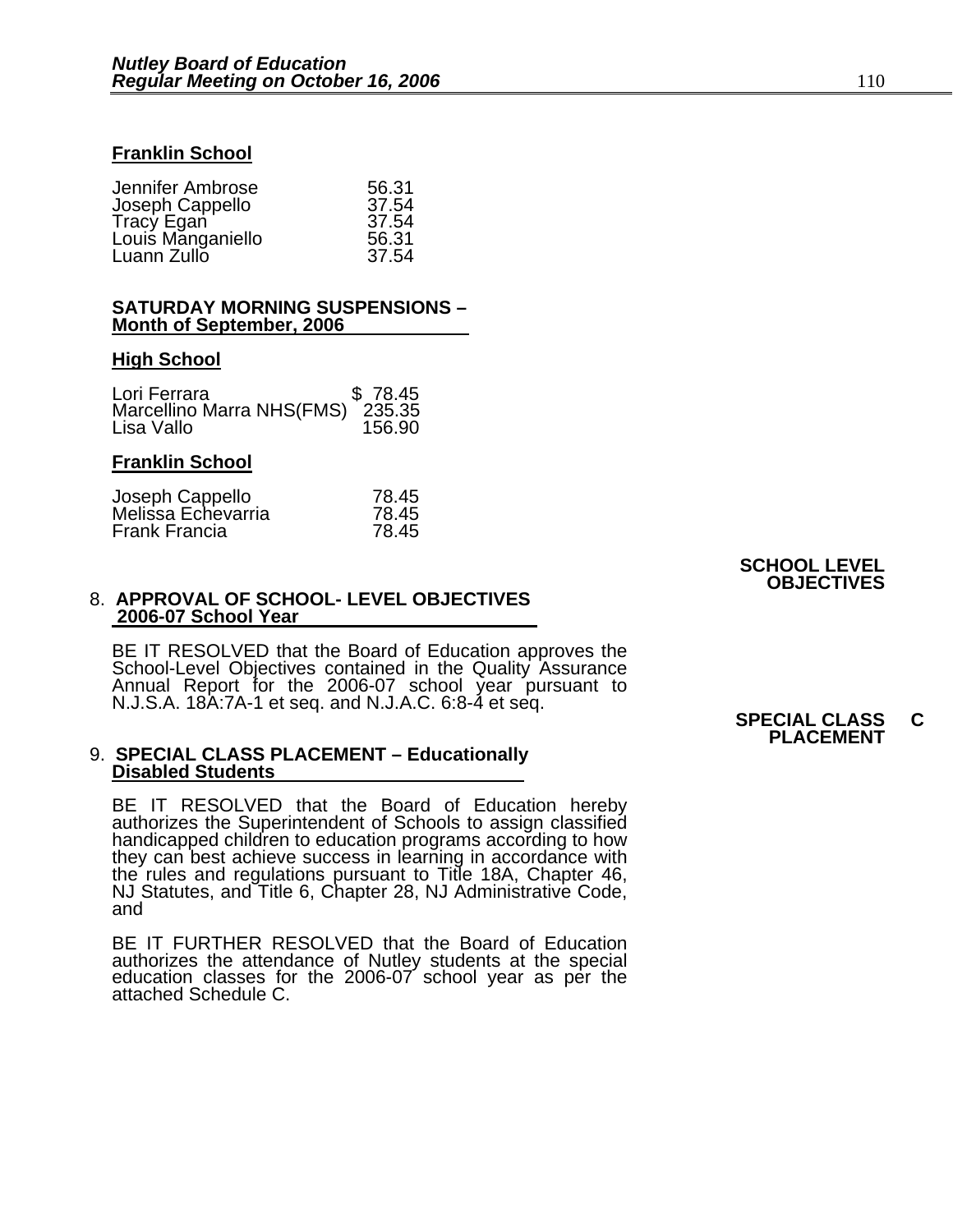**Franklin School**

| | |
|---|---|
| Jennifer Ambrose | 56.31 |
| Joseph Cappello | 37.54 |
| Tracy Egan | 37.54 |
| Louis Manganiello | 56.31 |
| Luann Zullo | 37.54 |

**SATURDAY MORNING SUSPENSIONS – Month of September, 2006**

**High School**

| | |
|---|---|
| Lori Ferrara | $ 78.45 |
| Marcellino Marra NHS(FMS) | 235.35 |
| Lisa Vallo | 156.90 |

**Franklin School**

| | |
|---|---|
| Joseph Cappello | 78.45 |
| Melissa Echevarria | 78.45 |
| Frank Francia | 78.45 |

**SCHOOL LEVEL OBJECTIVES**

8. **APPROVAL OF SCHOOL- LEVEL OBJECTIVES 2006-07 School Year**

BE IT RESOLVED that the Board of Education approves the School-Level Objectives contained in the Quality Assurance Annual Report for the 2006-07 school year pursuant to N.J.S.A. 18A:7A-1 et seq. and N.J.A.C. 6:8-4 et seq.

**SPECIAL CLASS PLACEMENT**

9. **SPECIAL CLASS PLACEMENT – Educationally Disabled Students**

BE IT RESOLVED that the Board of Education hereby authorizes the Superintendent of Schools to assign classified handicapped children to education programs according to how they can best achieve success in learning in accordance with the rules and regulations pursuant to Title 18A, Chapter 46, NJ Statutes, and Title 6, Chapter 28, NJ Administrative Code, and

BE IT FURTHER RESOLVED that the Board of Education authorizes the attendance of Nutley students at the special education classes for the 2006-07 school year as per the attached Schedule C.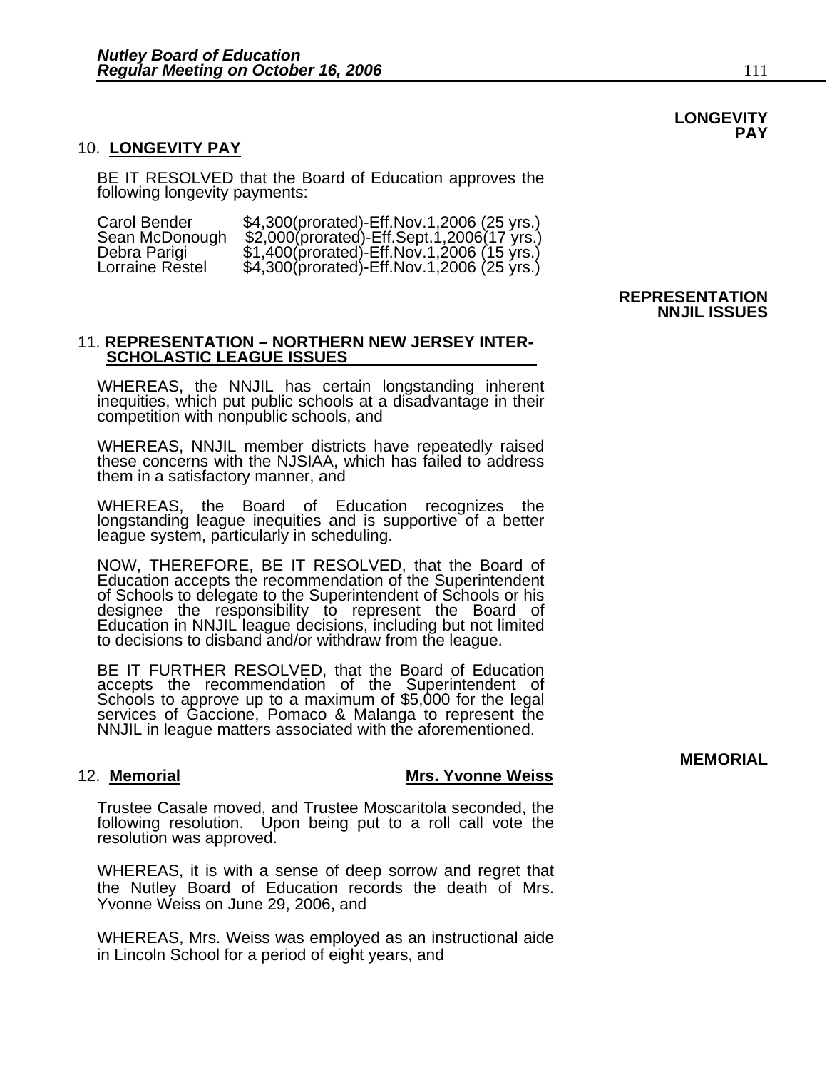**LONGEVITY PAY**

10. **LONGEVITY PAY**

BE IT RESOLVED that the Board of Education approves the following longevity payments:

| | |
|---|---|
| Carol Bender | $4,300(prorated)-Eff.Nov.1,2006 (25 yrs.) |
| Sean McDonough | $2,000(prorated)-Eff.Sept.1,2006(17 yrs.) |
| Debra Parigi | $1,400(prorated)-Eff.Nov.1,2006 (15 yrs.) |
| Lorraine Restel | $4,300(prorated)-Eff.Nov.1,2006 (25 yrs.) |

**REPRESENTATION NNJIL ISSUES**

11. **REPRESENTATION – NORTHERN NEW JERSEY INTER-SCHOLASTIC LEAGUE ISSUES**

WHEREAS, the NNJIL has certain longstanding inherent inequities, which put public schools at a disadvantage in their competition with nonpublic schools, and

WHEREAS, NNJIL member districts have repeatedly raised these concerns with the NJSIAA, which has failed to address them in a satisfactory manner, and

WHEREAS, the Board of Education recognizes the longstanding league inequities and is supportive of a better league system, particularly in scheduling.

NOW, THEREFORE, BE IT RESOLVED, that the Board of Education accepts the recommendation of the Superintendent of Schools to delegate to the Superintendent of Schools or his designee the responsibility to represent the Board of Education in NNJIL league decisions, including but not limited to decisions to disband and/or withdraw from the league.

BE IT FURTHER RESOLVED, that the Board of Education accepts the recommendation of the Superintendent of Schools to approve up to a maximum of $5,000 for the legal services of Gaccione, Pomaco & Malanga to represent the NNJIL in league matters associated with the aforementioned.

**MEMORIAL**

12. **Memorial** **Mrs. Yvonne Weiss**

Trustee Casale moved, and Trustee Moscaritola seconded, the following resolution. Upon being put to a roll call vote the resolution was approved.

WHEREAS, it is with a sense of deep sorrow and regret that the Nutley Board of Education records the death of Mrs. Yvonne Weiss on June 29, 2006, and

WHEREAS, Mrs. Weiss was employed as an instructional aide in Lincoln School for a period of eight years, and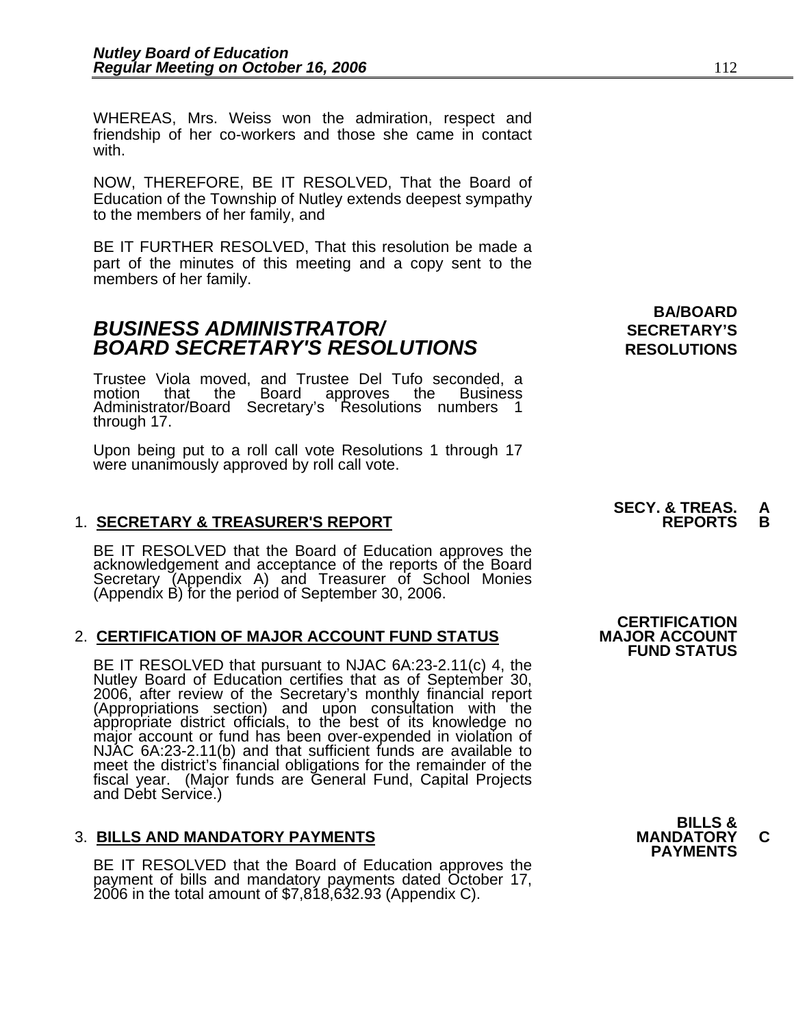WHEREAS, Mrs. Weiss won the admiration, respect and friendship of her co-workers and those she came in contact with.

NOW, THEREFORE, BE IT RESOLVED, That the Board of Education of the Township of Nutley extends deepest sympathy to the members of her family, and

BE IT FURTHER RESOLVED, That this resolution be made a part of the minutes of this meeting and a copy sent to the members of her family.

## *BUSINESS ADMINISTRATOR/ BOARD SECRETARY'S RESOLUTIONS*

**BA/BOARD SECRETARY'S RESOLUTIONS**

Trustee Viola moved, and Trustee Del Tufo seconded, a motion that the Board approves the Business Administrator/Board Secretary's Resolutions numbers 1 through 17.

Upon being put to a roll call vote Resolutions 1 through 17 were unanimously approved by roll call vote.

1. **SECRETARY & TREASURER'S REPORT**

**SECY. & TREAS. REPORTS A B**

BE IT RESOLVED that the Board of Education approves the acknowledgement and acceptance of the reports of the Board Secretary (Appendix A) and Treasurer of School Monies (Appendix B) for the period of September 30, 2006.

2. **CERTIFICATION OF MAJOR ACCOUNT FUND STATUS**

**CERTIFICATION MAJOR ACCOUNT FUND STATUS**

BE IT RESOLVED that pursuant to NJAC 6A:23-2.11(c) 4, the Nutley Board of Education certifies that as of September 30, 2006, after review of the Secretary's monthly financial report (Appropriations section) and upon consultation with the appropriate district officials, to the best of its knowledge no major account or fund has been over-expended in violation of NJAC 6A:23-2.11(b) and that sufficient funds are available to meet the district's financial obligations for the remainder of the fiscal year. (Major funds are General Fund, Capital Projects and Debt Service.)

3. **BILLS AND MANDATORY PAYMENTS**

**BILLS & MANDATORY PAYMENTS C**

BE IT RESOLVED that the Board of Education approves the payment of bills and mandatory payments dated October 17, 2006 in the total amount of $7,818,632.93 (Appendix C).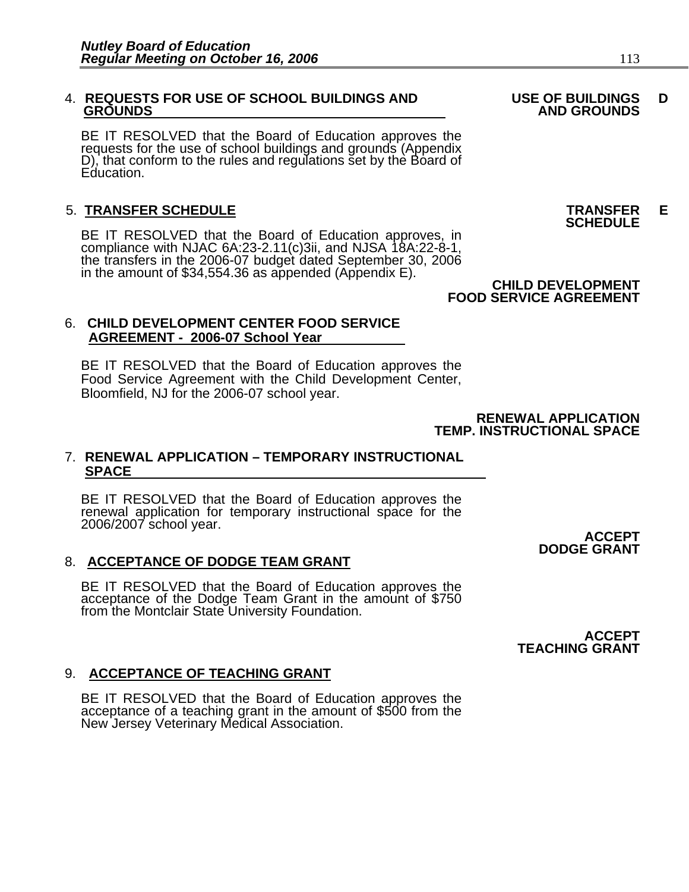4. **REQUESTS FOR USE OF SCHOOL BUILDINGS AND GROUNDS**

**USE OF BUILDINGS AND GROUNDS** D

BE IT RESOLVED that the Board of Education approves the requests for the use of school buildings and grounds (Appendix D), that conform to the rules and regulations set by the Board of Education.

5. **TRANSFER SCHEDULE**

**TRANSFER SCHEDULE** E

BE IT RESOLVED that the Board of Education approves, in compliance with NJAC 6A:23-2.11(c)3ii, and NJSA 18A:22-8-1, the transfers in the 2006-07 budget dated September 30, 2006 in the amount of $34,554.36 as appended (Appendix E).

**CHILD DEVELOPMENT FOOD SERVICE AGREEMENT**

6. **CHILD DEVELOPMENT CENTER FOOD SERVICE AGREEMENT - 2006-07 School Year**

BE IT RESOLVED that the Board of Education approves the Food Service Agreement with the Child Development Center, Bloomfield, NJ for the 2006-07 school year.

**RENEWAL APPLICATION TEMP. INSTRUCTIONAL SPACE**

7. **RENEWAL APPLICATION – TEMPORARY INSTRUCTIONAL SPACE**

BE IT RESOLVED that the Board of Education approves the renewal application for temporary instructional space for the 2006/2007 school year.

**ACCEPT DODGE GRANT**

8. **ACCEPTANCE OF DODGE TEAM GRANT**

BE IT RESOLVED that the Board of Education approves the acceptance of the Dodge Team Grant in the amount of $750 from the Montclair State University Foundation.

**ACCEPT TEACHING GRANT**

9. **ACCEPTANCE OF TEACHING GRANT**

BE IT RESOLVED that the Board of Education approves the acceptance of a teaching grant in the amount of $500 from the New Jersey Veterinary Medical Association.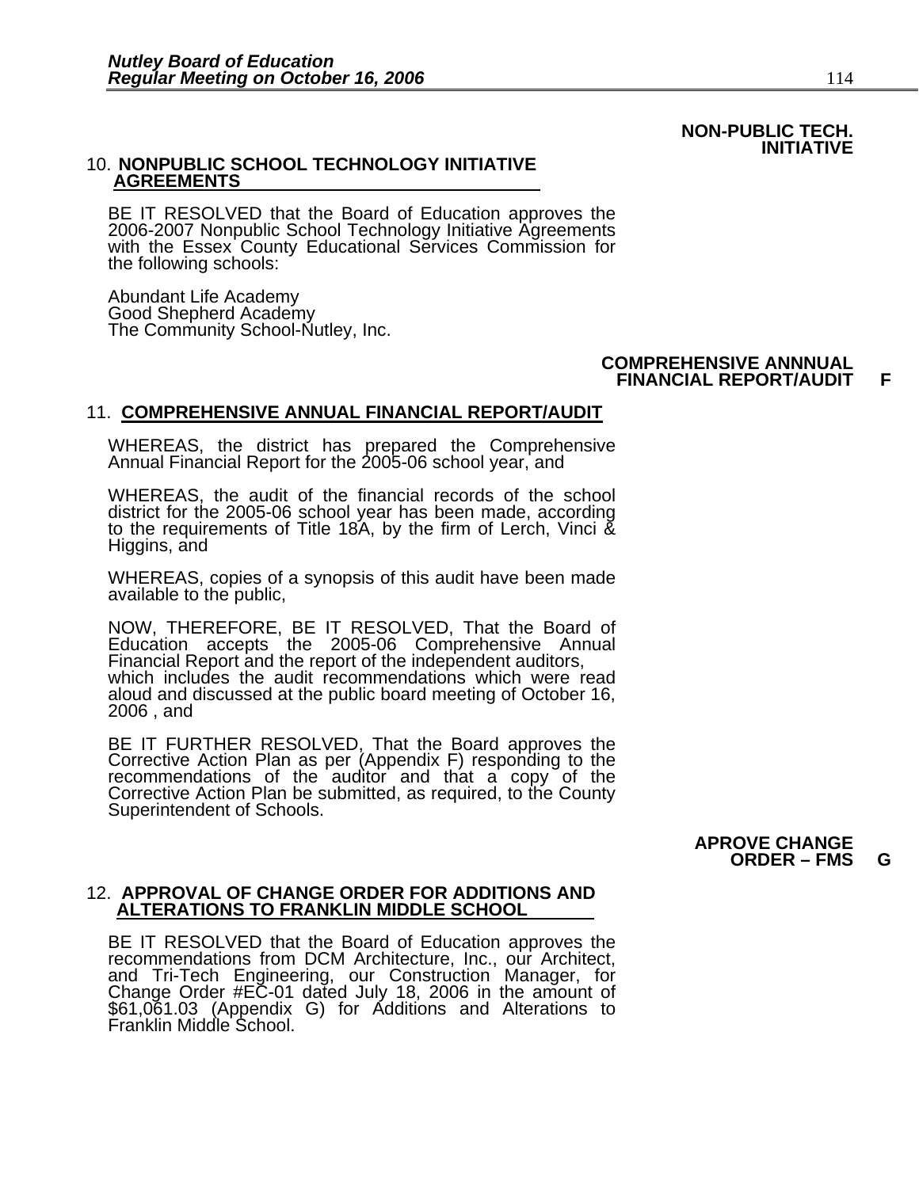**NON-PUBLIC TECH. INITIATIVE**

10. **NONPUBLIC SCHOOL TECHNOLOGY INITIATIVE AGREEMENTS**

BE IT RESOLVED that the Board of Education approves the 2006-2007 Nonpublic School Technology Initiative Agreements with the Essex County Educational Services Commission for the following schools:

Abundant Life Academy
Good Shepherd Academy
The Community School-Nutley, Inc.

**COMPREHENSIVE ANNNUAL FINANCIAL REPORT/AUDIT F**

11. **COMPREHENSIVE ANNUAL FINANCIAL REPORT/AUDIT**

WHEREAS, the district has prepared the Comprehensive Annual Financial Report for the 2005-06 school year, and

WHEREAS, the audit of the financial records of the school district for the 2005-06 school year has been made, according to the requirements of Title 18A, by the firm of Lerch, Vinci & Higgins, and

WHEREAS, copies of a synopsis of this audit have been made available to the public,

NOW, THEREFORE, BE IT RESOLVED, That the Board of Education accepts the 2005-06 Comprehensive Annual Financial Report and the report of the independent auditors, which includes the audit recommendations which were read aloud and discussed at the public board meeting of October 16, 2006 , and

BE IT FURTHER RESOLVED, That the Board approves the Corrective Action Plan as per (Appendix F) responding to the recommendations of the auditor and that a copy of the Corrective Action Plan be submitted, as required, to the County Superintendent of Schools.

**APROVE CHANGE ORDER – FMS G**

12. **APPROVAL OF CHANGE ORDER FOR ADDITIONS AND ALTERATIONS TO FRANKLIN MIDDLE SCHOOL**

BE IT RESOLVED that the Board of Education approves the recommendations from DCM Architecture, Inc., our Architect, and Tri-Tech Engineering, our Construction Manager, for Change Order #EC-01 dated July 18, 2006 in the amount of $61,061.03 (Appendix G) for Additions and Alterations to Franklin Middle School.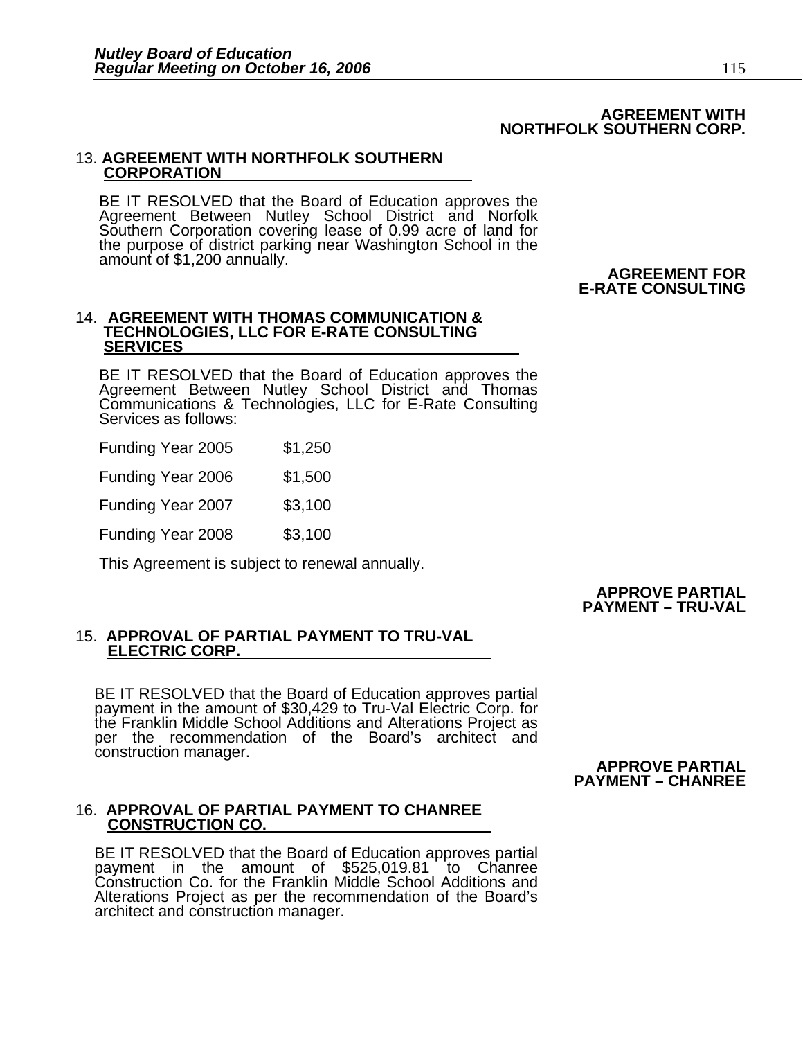**AGREEMENT WITH NORTHFOLK SOUTHERN CORP.**

13. **AGREEMENT WITH NORTHFOLK SOUTHERN CORPORATION**

BE IT RESOLVED that the Board of Education approves the Agreement Between Nutley School District and Norfolk Southern Corporation covering lease of 0.99 acre of land for the purpose of district parking near Washington School in the amount of $1,200 annually.

**AGREEMENT FOR E-RATE CONSULTING**

14. **AGREEMENT WITH THOMAS COMMUNICATION & TECHNOLOGIES, LLC FOR E-RATE CONSULTING SERVICES**

BE IT RESOLVED that the Board of Education approves the Agreement Between Nutley School District and Thomas Communications & Technologies, LLC for E-Rate Consulting Services as follows:

| | |
|---|---|
| Funding Year 2005 | $1,250 |
| Funding Year 2006 | $1,500 |
| Funding Year 2007 | $3,100 |
| Funding Year 2008 | $3,100 |

This Agreement is subject to renewal annually.

**APPROVE PARTIAL PAYMENT – TRU-VAL**

15. **APPROVAL OF PARTIAL PAYMENT TO TRU-VAL ELECTRIC CORP.**

BE IT RESOLVED that the Board of Education approves partial payment in the amount of $30,429 to Tru-Val Electric Corp. for the Franklin Middle School Additions and Alterations Project as per the recommendation of the Board's architect and construction manager.

**APPROVE PARTIAL PAYMENT – CHANREE**

16. **APPROVAL OF PARTIAL PAYMENT TO CHANREE CONSTRUCTION CO.**

BE IT RESOLVED that the Board of Education approves partial payment in the amount of $525,019.81 to Chanree Construction Co. for the Franklin Middle School Additions and Alterations Project as per the recommendation of the Board's architect and construction manager.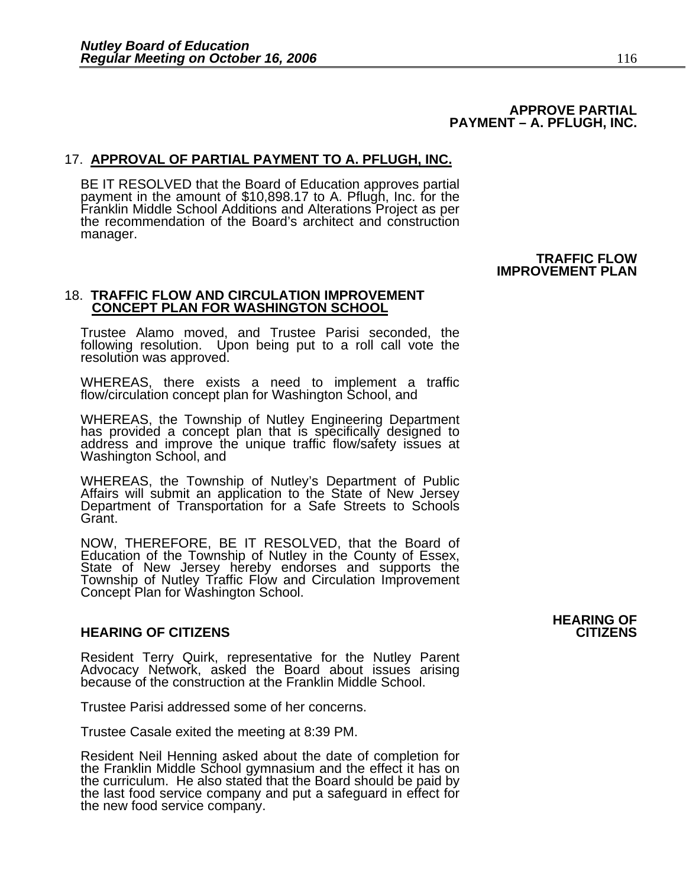**APPROVE PARTIAL PAYMENT – A. PFLUGH, INC.**

17. **APPROVAL OF PARTIAL PAYMENT TO A. PFLUGH, INC.**

BE IT RESOLVED that the Board of Education approves partial payment in the amount of $10,898.17 to A. Pflugh, Inc. for the Franklin Middle School Additions and Alterations Project as per the recommendation of the Board's architect and construction manager.

**TRAFFIC FLOW IMPROVEMENT PLAN**

18. **TRAFFIC FLOW AND CIRCULATION IMPROVEMENT CONCEPT PLAN FOR WASHINGTON SCHOOL**

Trustee Alamo moved, and Trustee Parisi seconded, the following resolution. Upon being put to a roll call vote the resolution was approved.

WHEREAS, there exists a need to implement a traffic flow/circulation concept plan for Washington School, and

WHEREAS, the Township of Nutley Engineering Department has provided a concept plan that is specifically designed to address and improve the unique traffic flow/safety issues at Washington School, and

WHEREAS, the Township of Nutley's Department of Public Affairs will submit an application to the State of New Jersey Department of Transportation for a Safe Streets to Schools Grant.

NOW, THEREFORE, BE IT RESOLVED, that the Board of Education of the Township of Nutley in the County of Essex, State of New Jersey hereby endorses and supports the Township of Nutley Traffic Flow and Circulation Improvement Concept Plan for Washington School.

**HEARING OF CITIZENS**

Resident Terry Quirk, representative for the Nutley Parent Advocacy Network, asked the Board about issues arising because of the construction at the Franklin Middle School.

Trustee Parisi addressed some of her concerns.

Trustee Casale exited the meeting at 8:39 PM.

Resident Neil Henning asked about the date of completion for the Franklin Middle School gymnasium and the effect it has on the curriculum. He also stated that the Board should be paid by the last food service company and put a safeguard in effect for the new food service company.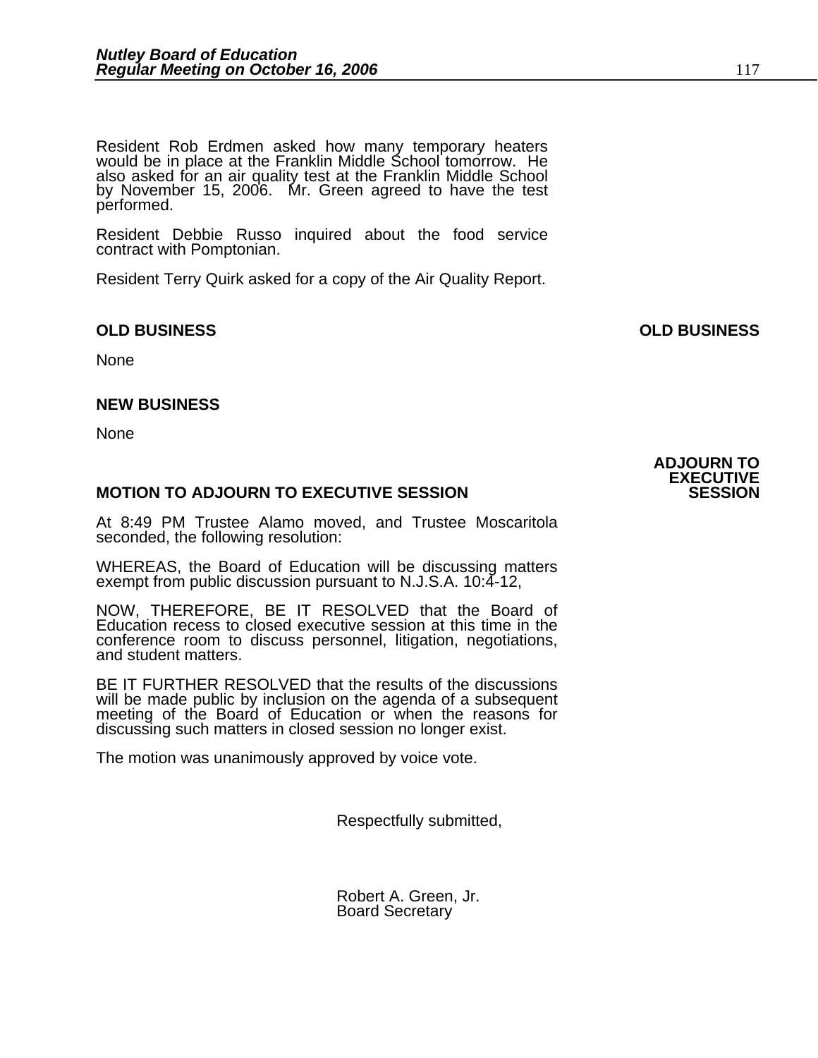Resident Rob Erdmen asked how many temporary heaters would be in place at the Franklin Middle School tomorrow. He also asked for an air quality test at the Franklin Middle School by November 15, 2006. Mr. Green agreed to have the test performed.

Resident Debbie Russo inquired about the food service contract with Pomptonian.

Resident Terry Quirk asked for a copy of the Air Quality Report.

**OLD BUSINESS** **OLD BUSINESS**

None

**NEW BUSINESS**

None

**ADJOURN TO EXECUTIVE SESSION**

**MOTION TO ADJOURN TO EXECUTIVE SESSION**

At 8:49 PM Trustee Alamo moved, and Trustee Moscaritola seconded, the following resolution:

WHEREAS, the Board of Education will be discussing matters exempt from public discussion pursuant to N.J.S.A. 10:4-12,

NOW, THEREFORE, BE IT RESOLVED that the Board of Education recess to closed executive session at this time in the conference room to discuss personnel, litigation, negotiations, and student matters.

BE IT FURTHER RESOLVED that the results of the discussions will be made public by inclusion on the agenda of a subsequent meeting of the Board of Education or when the reasons for discussing such matters in closed session no longer exist.

The motion was unanimously approved by voice vote.

Respectfully submitted,

Robert A. Green, Jr.
Board Secretary